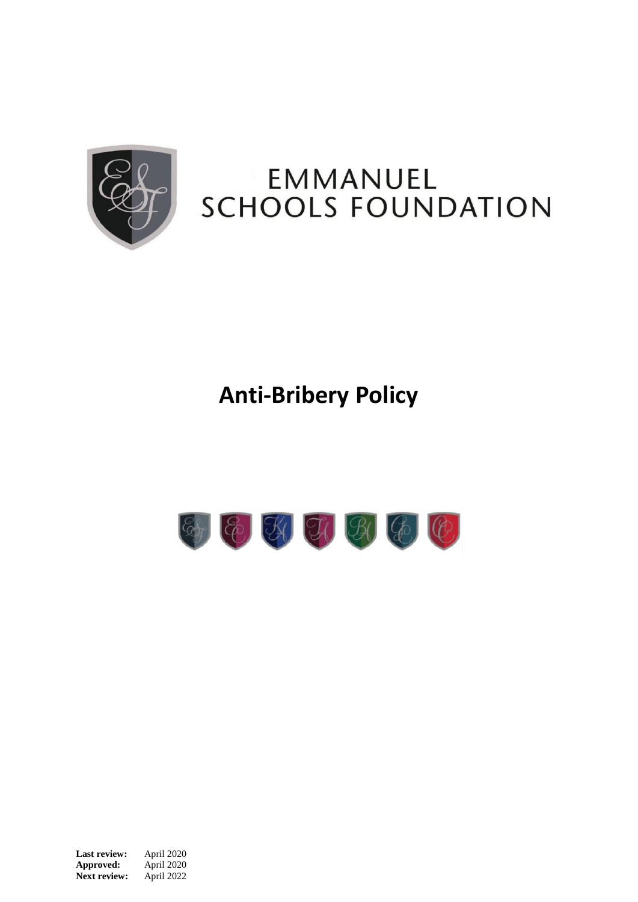# EMMANUEL SCHOOLS FOUNDATION

# Anti-Bribery Policy

**Last review:** April 2020
**Approved:** April 2020
**Next review:** April 2022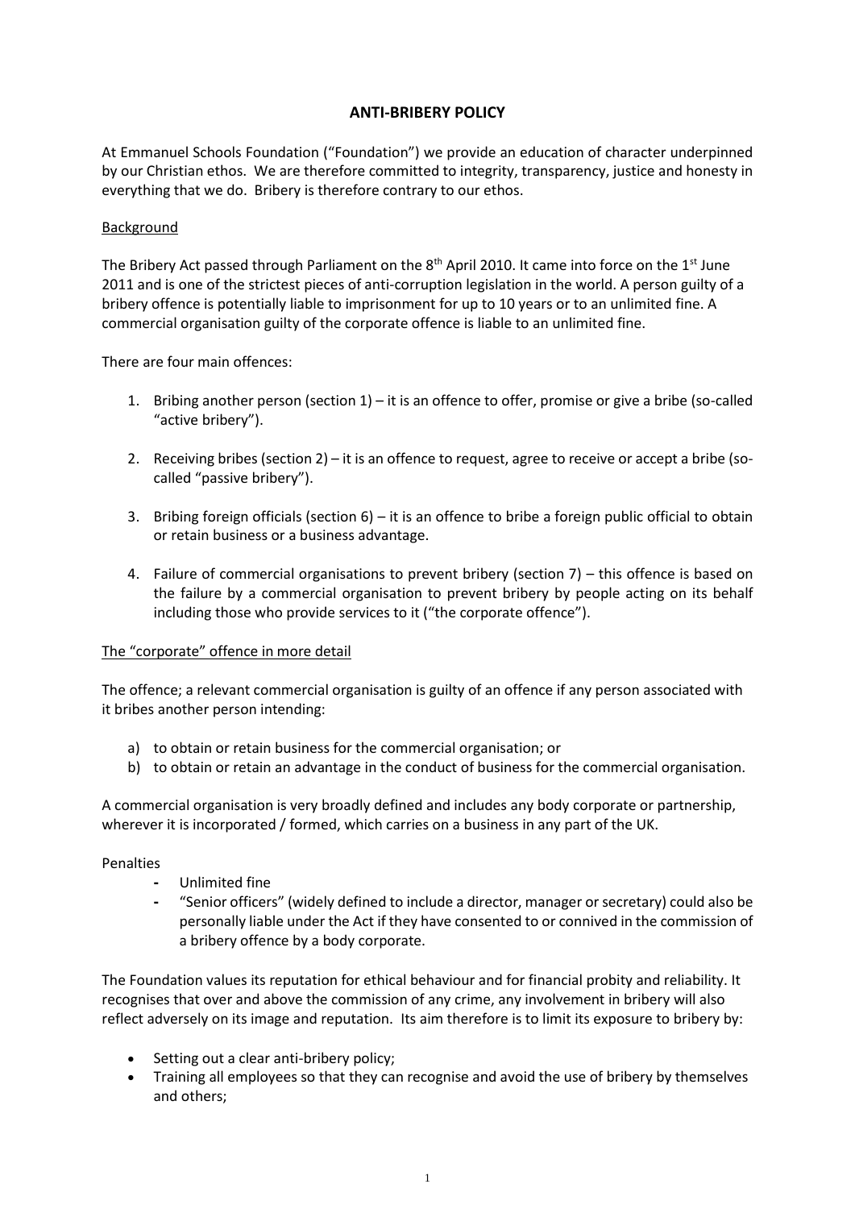## ANTI-BRIBERY POLICY

At Emmanuel Schools Foundation ("Foundation") we provide an education of character underpinned by our Christian ethos. We are therefore committed to integrity, transparency, justice and honesty in everything that we do. Bribery is therefore contrary to our ethos.

### Background

The Bribery Act passed through Parliament on the 8th April 2010. It came into force on the 1st June 2011 and is one of the strictest pieces of anti-corruption legislation in the world. A person guilty of a bribery offence is potentially liable to imprisonment for up to 10 years or to an unlimited fine. A commercial organisation guilty of the corporate offence is liable to an unlimited fine.

There are four main offences:

1. Bribing another person (section 1) – it is an offence to offer, promise or give a bribe (so-called "active bribery").
2. Receiving bribes (section 2) – it is an offence to request, agree to receive or accept a bribe (so-called "passive bribery").
3. Bribing foreign officials (section 6) – it is an offence to bribe a foreign public official to obtain or retain business or a business advantage.
4. Failure of commercial organisations to prevent bribery (section 7) – this offence is based on the failure by a commercial organisation to prevent bribery by people acting on its behalf including those who provide services to it ("the corporate offence").

### The "corporate" offence in more detail

The offence; a relevant commercial organisation is guilty of an offence if any person associated with it bribes another person intending:

a) to obtain or retain business for the commercial organisation; or
b) to obtain or retain an advantage in the conduct of business for the commercial organisation.

A commercial organisation is very broadly defined and includes any body corporate or partnership, wherever it is incorporated / formed, which carries on a business in any part of the UK.

Penalties

- Unlimited fine
- "Senior officers" (widely defined to include a director, manager or secretary) could also be personally liable under the Act if they have consented to or connived in the commission of a bribery offence by a body corporate.

The Foundation values its reputation for ethical behaviour and for financial probity and reliability. It recognises that over and above the commission of any crime, any involvement in bribery will also reflect adversely on its image and reputation. Its aim therefore is to limit its exposure to bribery by:

- Setting out a clear anti-bribery policy;
- Training all employees so that they can recognise and avoid the use of bribery by themselves and others;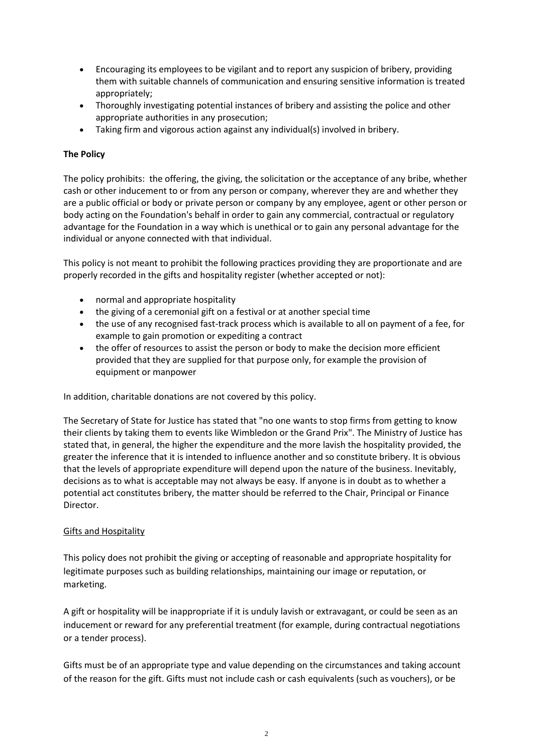- Encouraging its employees to be vigilant and to report any suspicion of bribery, providing them with suitable channels of communication and ensuring sensitive information is treated appropriately;
- Thoroughly investigating potential instances of bribery and assisting the police and other appropriate authorities in any prosecution;
- Taking firm and vigorous action against any individual(s) involved in bribery.

**The Policy**

The policy prohibits: the offering, the giving, the solicitation or the acceptance of any bribe, whether cash or other inducement to or from any person or company, wherever they are and whether they are a public official or body or private person or company by any employee, agent or other person or body acting on the Foundation's behalf in order to gain any commercial, contractual or regulatory advantage for the Foundation in a way which is unethical or to gain any personal advantage for the individual or anyone connected with that individual.

This policy is not meant to prohibit the following practices providing they are proportionate and are properly recorded in the gifts and hospitality register (whether accepted or not):

- normal and appropriate hospitality
- the giving of a ceremonial gift on a festival or at another special time
- the use of any recognised fast-track process which is available to all on payment of a fee, for example to gain promotion or expediting a contract
- the offer of resources to assist the person or body to make the decision more efficient provided that they are supplied for that purpose only, for example the provision of equipment or manpower

In addition, charitable donations are not covered by this policy.

The Secretary of State for Justice has stated that "no one wants to stop firms from getting to know their clients by taking them to events like Wimbledon or the Grand Prix". The Ministry of Justice has stated that, in general, the higher the expenditure and the more lavish the hospitality provided, the greater the inference that it is intended to influence another and so constitute bribery. It is obvious that the levels of appropriate expenditure will depend upon the nature of the business. Inevitably, decisions as to what is acceptable may not always be easy. If anyone is in doubt as to whether a potential act constitutes bribery, the matter should be referred to the Chair, Principal or Finance Director.

<u>Gifts and Hospitality</u>

This policy does not prohibit the giving or accepting of reasonable and appropriate hospitality for legitimate purposes such as building relationships, maintaining our image or reputation, or marketing.

A gift or hospitality will be inappropriate if it is unduly lavish or extravagant, or could be seen as an inducement or reward for any preferential treatment (for example, during contractual negotiations or a tender process).

Gifts must be of an appropriate type and value depending on the circumstances and taking account of the reason for the gift. Gifts must not include cash or cash equivalents (such as vouchers), or be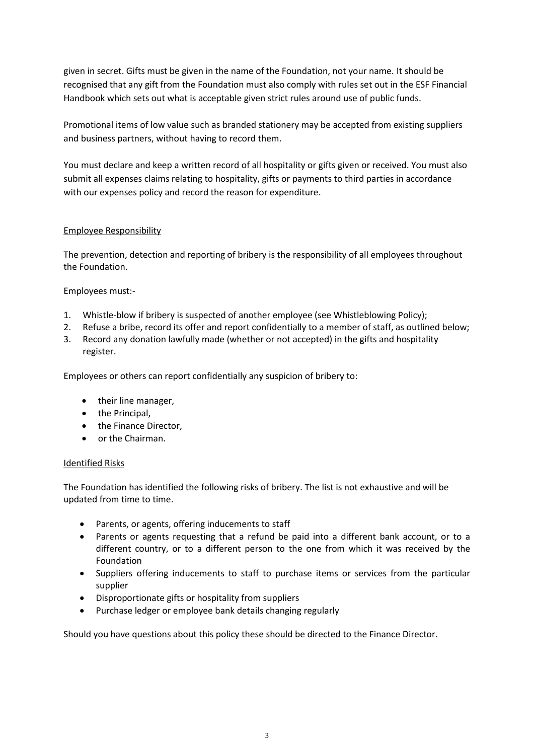given in secret. Gifts must be given in the name of the Foundation, not your name. It should be recognised that any gift from the Foundation must also comply with rules set out in the ESF Financial Handbook which sets out what is acceptable given strict rules around use of public funds.

Promotional items of low value such as branded stationery may be accepted from existing suppliers and business partners, without having to record them.

You must declare and keep a written record of all hospitality or gifts given or received. You must also submit all expenses claims relating to hospitality, gifts or payments to third parties in accordance with our expenses policy and record the reason for expenditure.

## Employee Responsibility

The prevention, detection and reporting of bribery is the responsibility of all employees throughout the Foundation.

Employees must:-

1. Whistle-blow if bribery is suspected of another employee (see Whistleblowing Policy);
2. Refuse a bribe, record its offer and report confidentially to a member of staff, as outlined below;
3. Record any donation lawfully made (whether or not accepted) in the gifts and hospitality register.

Employees or others can report confidentially any suspicion of bribery to:

- their line manager,
- the Principal,
- the Finance Director,
- or the Chairman.

## Identified Risks

The Foundation has identified the following risks of bribery. The list is not exhaustive and will be updated from time to time.

- Parents, or agents, offering inducements to staff
- Parents or agents requesting that a refund be paid into a different bank account, or to a different country, or to a different person to the one from which it was received by the Foundation
- Suppliers offering inducements to staff to purchase items or services from the particular supplier
- Disproportionate gifts or hospitality from suppliers
- Purchase ledger or employee bank details changing regularly

Should you have questions about this policy these should be directed to the Finance Director.